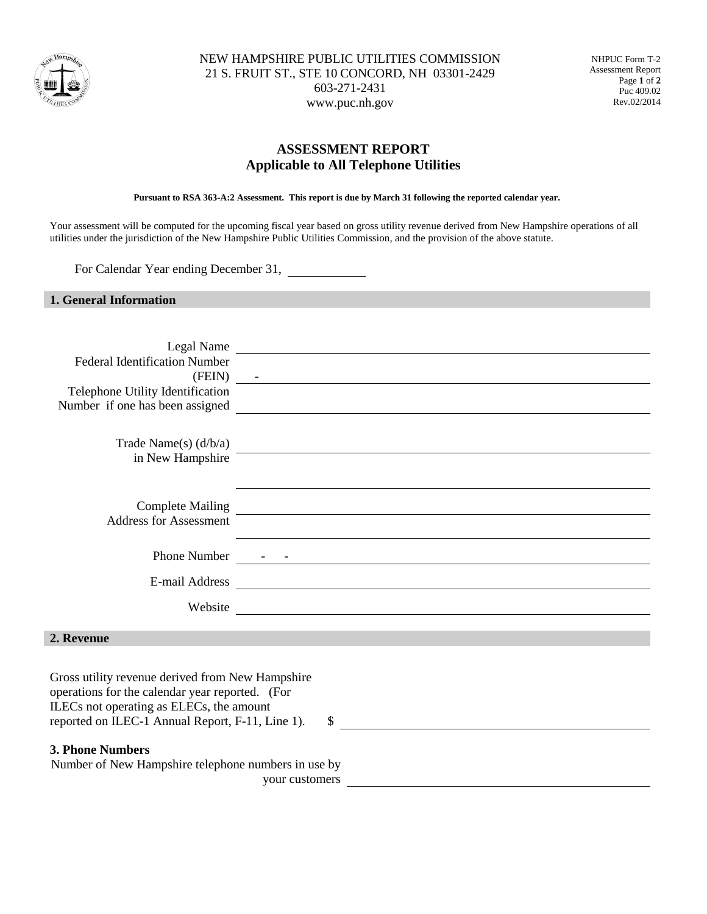NEW HAMPSHIRE PUBLIC UTILITIES COMMISSION
21 S. FRUIT ST., STE 10 CONCORD, NH 03301-2429
603-271-2431
www.puc.nh.gov

NHPUC Form T-2
Assessment Report
Puc 409.02
Rev.02/2014

# ASSESSMENT REPORT
## Applicable to All Telephone Utilities

**Pursuant to RSA 363-A:2 Assessment. This report is due by March 31 following the reported calendar year.**

Your assessment will be computed for the upcoming fiscal year based on gross utility revenue derived from New Hampshire operations of all utilities under the jurisdiction of the New Hampshire Public Utilities Commission, and the provision of the above statute.

For Calendar Year ending December 31, ____________

## 1. General Information

Legal Name ______________________________

Federal Identification Number (FEIN) ___ - ______________________________

Telephone Utility Identification Number if one has been assigned ______________________________

Trade Name(s) (d/b/a) in New Hampshire ______________________________

______________________________

Complete Mailing Address for Assessment ______________________________

______________________________

Phone Number ___ - ___ - ______________________________

E-mail Address ______________________________

Website ______________________________

## 2. Revenue

Gross utility revenue derived from New Hampshire operations for the calendar year reported. (For ILECs not operating as ELECs, the amount reported on ILEC-1 Annual Report, F-11, Line 1). $ ______________________________

### 3. Phone Numbers

Number of New Hampshire telephone numbers in use by your customers ______________________________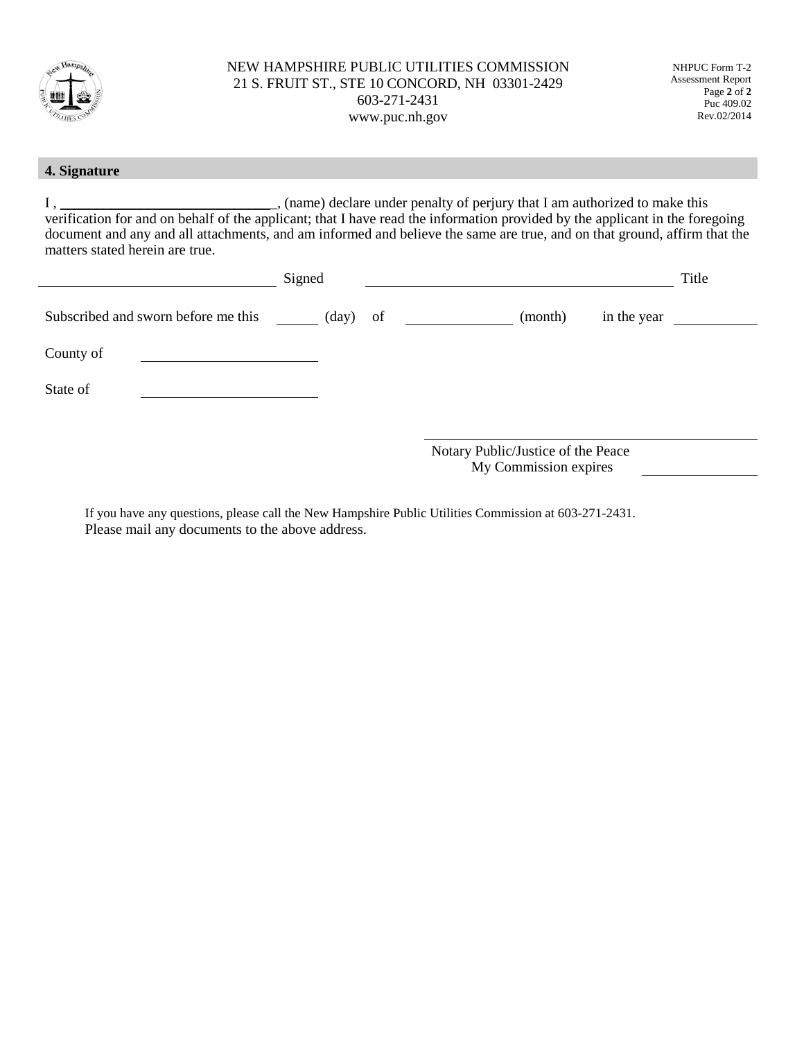NEW HAMPSHIRE PUBLIC UTILITIES COMMISSION
21 S. FRUIT ST., STE 10 CONCORD, NH 03301-2429
603-271-2431
www.puc.nh.gov

NHPUC Form T-2
Assessment Report
Puc 409.02
Rev.02/2014

## 4. Signature

I , \_\_\_\_\_\_\_\_\_\_\_\_\_\_\_\_\_\_\_\_\_\_\_\_\_\_\_\_\_\_, (name) declare under penalty of perjury that I am authorized to make this verification for and on behalf of the applicant; that I have read the information provided by the applicant in the foregoing document and any and all attachments, and am informed and believe the same are true, and on that ground, affirm that the matters stated herein are true.

\_\_\_\_\_\_\_\_\_\_\_\_\_\_\_\_\_\_\_\_\_\_\_\_\_\_\_\_\_\_ Signed \_\_\_\_\_\_\_\_\_\_\_\_\_\_\_\_\_\_\_\_\_\_\_\_\_\_\_\_\_\_\_\_\_\_\_\_\_\_\_\_ Title

Subscribed and sworn before me this \_\_\_\_\_ (day) of \_\_\_\_\_\_\_\_\_\_\_\_\_\_ (month) in the year \_\_\_\_\_\_\_\_\_\_

County of \_\_\_\_\_\_\_\_\_\_\_\_\_\_\_\_\_\_\_\_\_\_\_

State of \_\_\_\_\_\_\_\_\_\_\_\_\_\_\_\_\_\_\_\_\_\_\_

\_\_\_\_\_\_\_\_\_\_\_\_\_\_\_\_\_\_\_\_\_\_\_\_\_\_\_\_\_\_\_\_\_\_\_\_\_\_\_\_\_\_
Notary Public/Justice of the Peace
My Commission expires \_\_\_\_\_\_\_\_\_\_\_\_\_\_

If you have any questions, please call the New Hampshire Public Utilities Commission at 603-271-2431.
Please mail any documents to the above address.